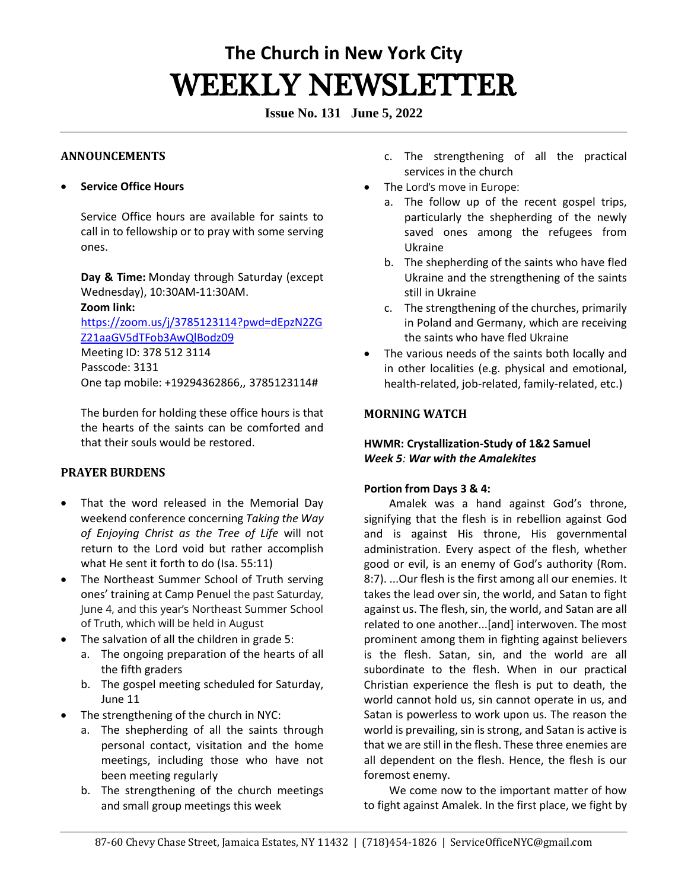# The Church in New York City

# WEEKLY NEWSLETTER

**Issue No. 131 June 5, 2022**

## ANNOUNCEMENTS

- **Service Office Hours**

  Service Office hours are available for saints to call in to fellowship or to pray with some serving ones.

  **Day & Time:** Monday through Saturday (except Wednesday), 10:30AM-11:30AM.
  **Zoom link:**
  https://zoom.us/j/3785123114?pwd=dEpzN2ZGZ21aaGV5dTFob3AwQlBodz09
  Meeting ID: 378 512 3114
  Passcode: 3131
  One tap mobile: +19294362866,, 3785123114#

  The burden for holding these office hours is that the hearts of the saints can be comforted and that their souls would be restored.

## PRAYER BURDENS

- That the word released in the Memorial Day weekend conference concerning *Taking the Way of Enjoying Christ as the Tree of Life* will not return to the Lord void but rather accomplish what He sent it forth to do (Isa. 55:11)
- The Northeast Summer School of Truth serving ones' training at Camp Penuel the past Saturday, June 4, and this year's Northeast Summer School of Truth, which will be held in August
- The salvation of all the children in grade 5:
  a. The ongoing preparation of the hearts of all the fifth graders
  b. The gospel meeting scheduled for Saturday, June 11
- The strengthening of the church in NYC:
  a. The shepherding of all the saints through personal contact, visitation and the home meetings, including those who have not been meeting regularly
  b. The strengthening of the church meetings and small group meetings this week
  c. The strengthening of all the practical services in the church
- The Lord's move in Europe:
  a. The follow up of the recent gospel trips, particularly the shepherding of the newly saved ones among the refugees from Ukraine
  b. The shepherding of the saints who have fled Ukraine and the strengthening of the saints still in Ukraine
  c. The strengthening of the churches, primarily in Poland and Germany, which are receiving the saints who have fled Ukraine
- The various needs of the saints both locally and in other localities (e.g. physical and emotional, health-related, job-related, family-related, etc.)

## MORNING WATCH

**HWMR: Crystallization-Study of 1&2 Samuel**
***Week 5: War with the Amalekites***

**Portion from Days 3 & 4:**

Amalek was a hand against God's throne, signifying that the flesh is in rebellion against God and is against His throne, His governmental administration. Every aspect of the flesh, whether good or evil, is an enemy of God's authority (Rom. 8:7). ...Our flesh is the first among all our enemies. It takes the lead over sin, the world, and Satan to fight against us. The flesh, sin, the world, and Satan are all related to one another...[and] interwoven. The most prominent among them in fighting against believers is the flesh. Satan, sin, and the world are all subordinate to the flesh. When in our practical Christian experience the flesh is put to death, the world cannot hold us, sin cannot operate in us, and Satan is powerless to work upon us. The reason the world is prevailing, sin is strong, and Satan is active is that we are still in the flesh. These three enemies are all dependent on the flesh. Hence, the flesh is our foremost enemy.

We come now to the important matter of how to fight against Amalek. In the first place, we fight by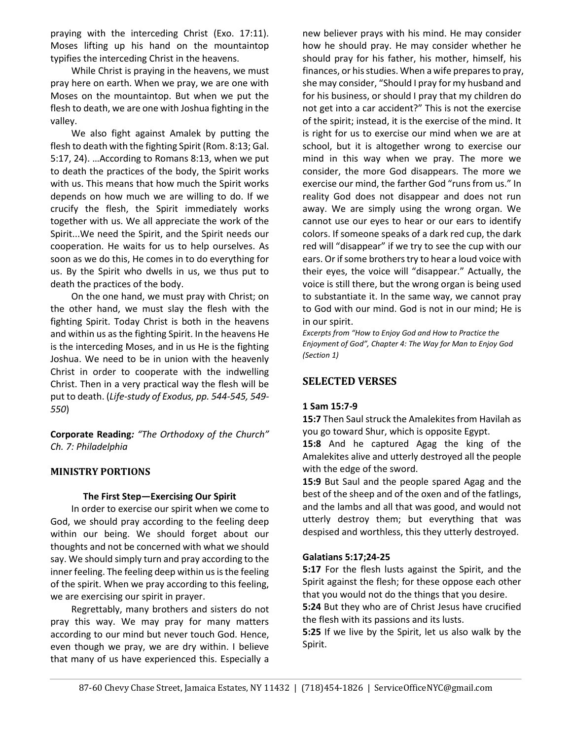praying with the interceding Christ (Exo. 17:11). Moses lifting up his hand on the mountaintop typifies the interceding Christ in the heavens.

While Christ is praying in the heavens, we must pray here on earth. When we pray, we are one with Moses on the mountaintop. But when we put the flesh to death, we are one with Joshua fighting in the valley.

We also fight against Amalek by putting the flesh to death with the fighting Spirit (Rom. 8:13; Gal. 5:17, 24). …According to Romans 8:13, when we put to death the practices of the body, the Spirit works with us. This means that how much the Spirit works depends on how much we are willing to do. If we crucify the flesh, the Spirit immediately works together with us. We all appreciate the work of the Spirit...We need the Spirit, and the Spirit needs our cooperation. He waits for us to help ourselves. As soon as we do this, He comes in to do everything for us. By the Spirit who dwells in us, we thus put to death the practices of the body.

On the one hand, we must pray with Christ; on the other hand, we must slay the flesh with the fighting Spirit. Today Christ is both in the heavens and within us as the fighting Spirit. In the heavens He is the interceding Moses, and in us He is the fighting Joshua. We need to be in union with the heavenly Christ in order to cooperate with the indwelling Christ. Then in a very practical way the flesh will be put to death. (*Life-study of Exodus, pp. 544-545, 549-550*)

**Corporate Reading:** *"The Orthodoxy of the Church" Ch. 7: Philadelphia*

## MINISTRY PORTIONS

### The First Step—Exercising Our Spirit

In order to exercise our spirit when we come to God, we should pray according to the feeling deep within our being. We should forget about our thoughts and not be concerned with what we should say. We should simply turn and pray according to the inner feeling. The feeling deep within us is the feeling of the spirit. When we pray according to this feeling, we are exercising our spirit in prayer.

Regrettably, many brothers and sisters do not pray this way. We may pray for many matters according to our mind but never touch God. Hence, even though we pray, we are dry within. I believe that many of us have experienced this. Especially a new believer prays with his mind. He may consider how he should pray. He may consider whether he should pray for his father, his mother, himself, his finances, or his studies. When a wife prepares to pray, she may consider, "Should I pray for my husband and for his business, or should I pray that my children do not get into a car accident?" This is not the exercise of the spirit; instead, it is the exercise of the mind. It is right for us to exercise our mind when we are at school, but it is altogether wrong to exercise our mind in this way when we pray. The more we consider, the more God disappears. The more we exercise our mind, the farther God "runs from us." In reality God does not disappear and does not run away. We are simply using the wrong organ. We cannot use our eyes to hear or our ears to identify colors. If someone speaks of a dark red cup, the dark red will "disappear" if we try to see the cup with our ears. Or if some brothers try to hear a loud voice with their eyes, the voice will "disappear." Actually, the voice is still there, but the wrong organ is being used to substantiate it. In the same way, we cannot pray to God with our mind. God is not in our mind; He is in our spirit.

*Excerpts from "How to Enjoy God and How to Practice the Enjoyment of God", Chapter 4: The Way for Man to Enjoy God (Section 1)*

## SELECTED VERSES

**1 Sam 15:7-9**

**15:7** Then Saul struck the Amalekites from Havilah as you go toward Shur, which is opposite Egypt.

**15:8** And he captured Agag the king of the Amalekites alive and utterly destroyed all the people with the edge of the sword.

**15:9** But Saul and the people spared Agag and the best of the sheep and of the oxen and of the fatlings, and the lambs and all that was good, and would not utterly destroy them; but everything that was despised and worthless, this they utterly destroyed.

**Galatians 5:17;24-25**

**5:17** For the flesh lusts against the Spirit, and the Spirit against the flesh; for these oppose each other that you would not do the things that you desire.

**5:24** But they who are of Christ Jesus have crucified the flesh with its passions and its lusts.

**5:25** If we live by the Spirit, let us also walk by the Spirit.